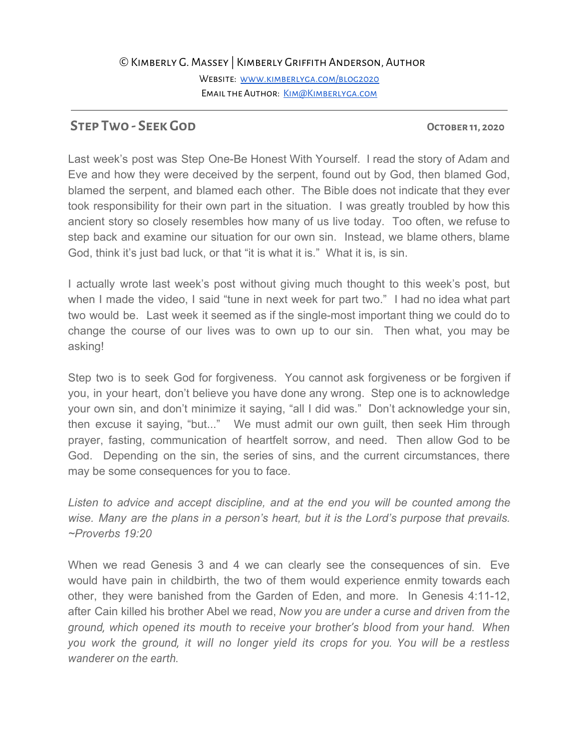© Kimberly G. Massey | Kimberly Griffith Anderson, Author

Website: [www.kimberlyga.com/blog2020](http://www.kimberlyga.com/blog2020)

Email the Author: [Kim@Kimberlyga.com](mailto:Kim@Kimberlyga.com)

---

## Step Two - Seek God

**October 11, 2020**

Last week's post was Step One-Be Honest With Yourself. I read the story of Adam and Eve and how they were deceived by the serpent, found out by God, then blamed God, blamed the serpent, and blamed each other. The Bible does not indicate that they ever took responsibility for their own part in the situation. I was greatly troubled by how this ancient story so closely resembles how many of us live today. Too often, we refuse to step back and examine our situation for our own sin. Instead, we blame others, blame God, think it's just bad luck, or that "it is what it is." What it is, is sin.

I actually wrote last week's post without giving much thought to this week's post, but when I made the video, I said "tune in next week for part two." I had no idea what part two would be. Last week it seemed as if the single-most important thing we could do to change the course of our lives was to own up to our sin. Then what, you may be asking!

Step two is to seek God for forgiveness. You cannot ask forgiveness or be forgiven if you, in your heart, don't believe you have done any wrong. Step one is to acknowledge your own sin, and don't minimize it saying, "all I did was." Don't acknowledge your sin, then excuse it saying, "but..." We must admit our own guilt, then seek Him through prayer, fasting, communication of heartfelt sorrow, and need. Then allow God to be God. Depending on the sin, the series of sins, and the current circumstances, there may be some consequences for you to face.

*Listen to advice and accept discipline, and at the end you will be counted among the wise. Many are the plans in a person's heart, but it is the Lord's purpose that prevails. ~Proverbs 19:20*

When we read Genesis 3 and 4 we can clearly see the consequences of sin. Eve would have pain in childbirth, the two of them would experience enmity towards each other, they were banished from the Garden of Eden, and more. In Genesis 4:11-12, after Cain killed his brother Abel we read, *Now you are under a curse and driven from the ground, which opened its mouth to receive your brother's blood from your hand. When you work the ground, it will no longer yield its crops for you. You will be a restless wanderer on the earth.*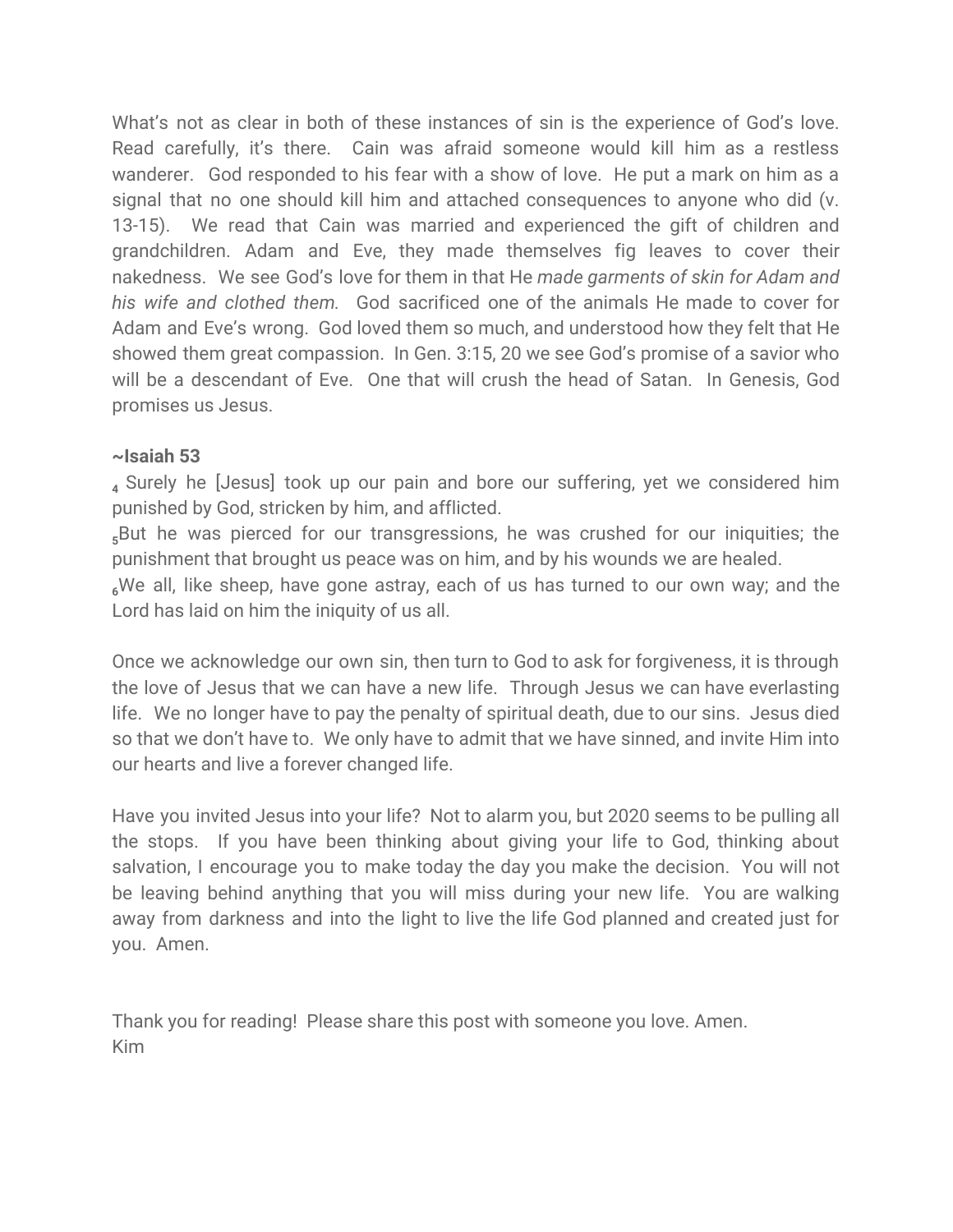What's not as clear in both of these instances of sin is the experience of God's love. Read carefully, it's there. Cain was afraid someone would kill him as a restless wanderer. God responded to his fear with a show of love. He put a mark on him as a signal that no one should kill him and attached consequences to anyone who did (v. 13-15). We read that Cain was married and experienced the gift of children and grandchildren. Adam and Eve, they made themselves fig leaves to cover their nakedness. We see God's love for them in that He *made garments of skin for Adam and his wife and clothed them.* God sacrificed one of the animals He made to cover for Adam and Eve's wrong. God loved them so much, and understood how they felt that He showed them great compassion. In Gen. 3:15, 20 we see God's promise of a savior who will be a descendant of Eve. One that will crush the head of Satan. In Genesis, God promises us Jesus.

**~Isaiah 53**

4 Surely he [Jesus] took up our pain and bore our suffering, yet we considered him punished by God, stricken by him, and afflicted.

5 But he was pierced for our transgressions, he was crushed for our iniquities; the punishment that brought us peace was on him, and by his wounds we are healed.

6 We all, like sheep, have gone astray, each of us has turned to our own way; and the Lord has laid on him the iniquity of us all.

Once we acknowledge our own sin, then turn to God to ask for forgiveness, it is through the love of Jesus that we can have a new life. Through Jesus we can have everlasting life. We no longer have to pay the penalty of spiritual death, due to our sins. Jesus died so that we don't have to. We only have to admit that we have sinned, and invite Him into our hearts and live a forever changed life.

Have you invited Jesus into your life? Not to alarm you, but 2020 seems to be pulling all the stops. If you have been thinking about giving your life to God, thinking about salvation, I encourage you to make today the day you make the decision. You will not be leaving behind anything that you will miss during your new life. You are walking away from darkness and into the light to live the life God planned and created just for you. Amen.

Thank you for reading! Please share this post with someone you love. Amen.
Kim